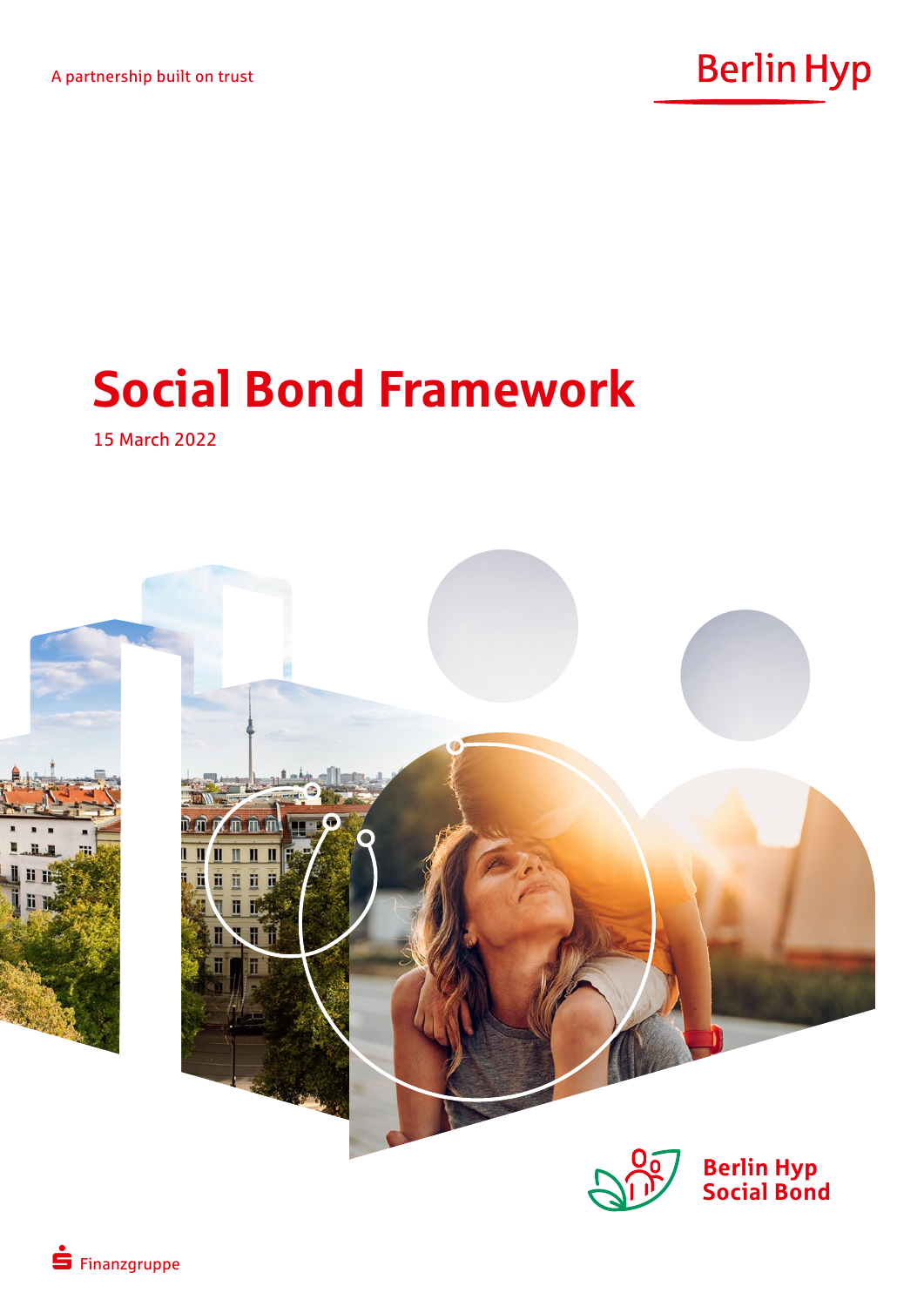A partnership built on trust

Berlin Hyp

# Social Bond Framework

15 March 2022

Berlin Hyp
Social Bond

Finanzgruppe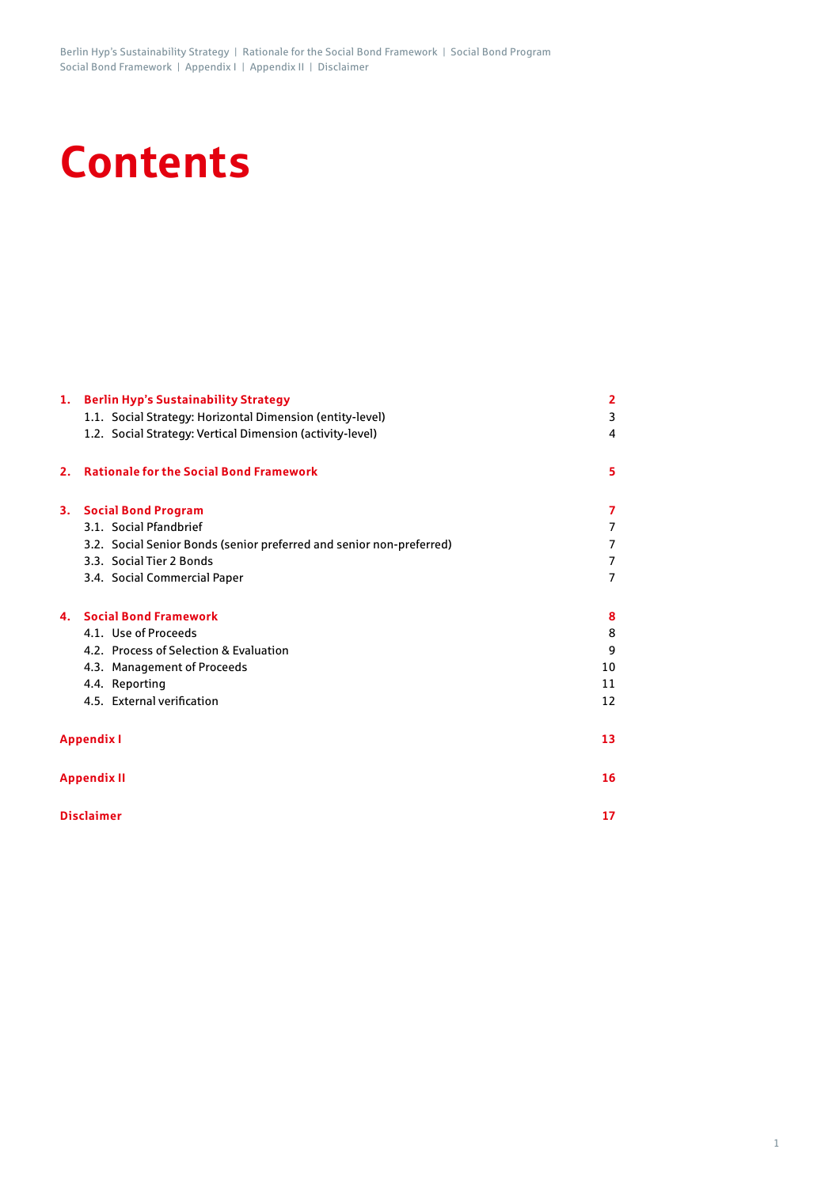# Contents

| | | |
|---|---|---|
| **1.** | **Berlin Hyp's Sustainability Strategy** | **2** |
| | 1.1. Social Strategy: Horizontal Dimension (entity-level) | 3 |
| | 1.2. Social Strategy: Vertical Dimension (activity-level) | 4 |
| **2.** | **Rationale for the Social Bond Framework** | **5** |
| **3.** | **Social Bond Program** | **7** |
| | 3.1. Social Pfandbrief | 7 |
| | 3.2. Social Senior Bonds (senior preferred and senior non-preferred) | 7 |
| | 3.3. Social Tier 2 Bonds | 7 |
| | 3.4. Social Commercial Paper | 7 |
| **4.** | **Social Bond Framework** | **8** |
| | 4.1. Use of Proceeds | 8 |
| | 4.2. Process of Selection & Evaluation | 9 |
| | 4.3. Management of Proceeds | 10 |
| | 4.4. Reporting | 11 |
| | 4.5. External verification | 12 |
| **Appendix I** | | **13** |
| **Appendix II** | | **16** |
| **Disclaimer** | | **17** |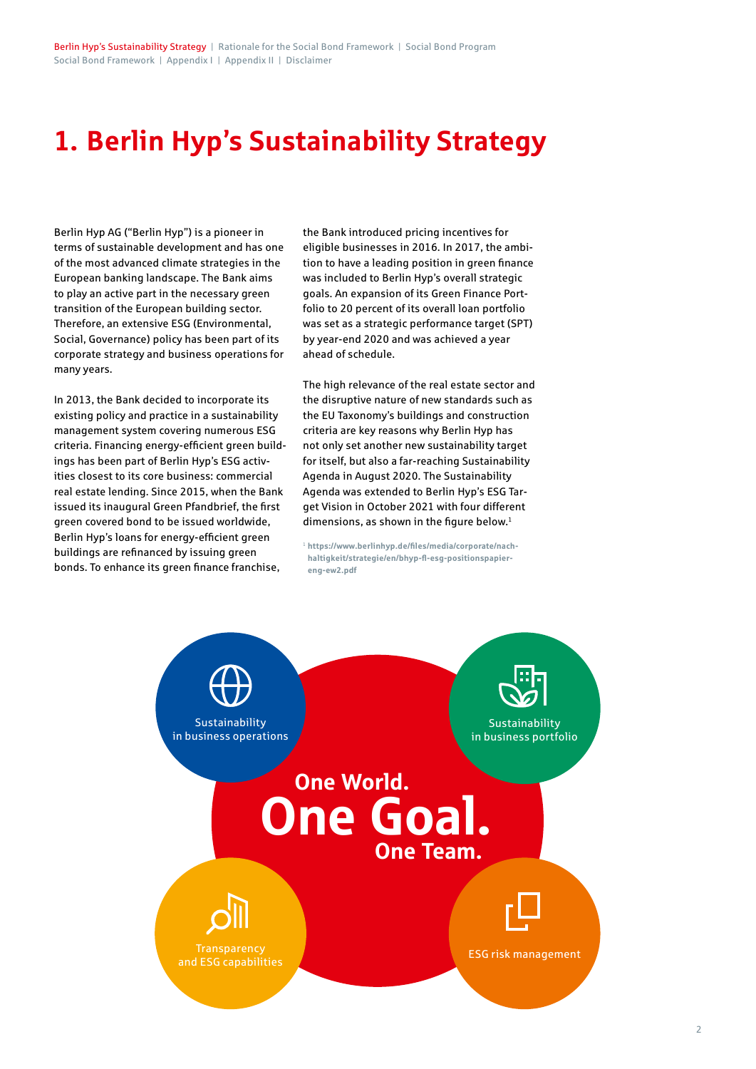# 1. Berlin Hyp's Sustainability Strategy

Berlin Hyp AG ("Berlin Hyp") is a pioneer in terms of sustainable development and has one of the most advanced climate strategies in the European banking landscape. The Bank aims to play an active part in the necessary green transition of the European building sector. Therefore, an extensive ESG (Environmental, Social, Governance) policy has been part of its corporate strategy and business operations for many years.

In 2013, the Bank decided to incorporate its existing policy and practice in a sustainability management system covering numerous ESG criteria. Financing energy-efficient green buildings has been part of Berlin Hyp's ESG activities closest to its core business: commercial real estate lending. Since 2015, when the Bank issued its inaugural Green Pfandbrief, the first green covered bond to be issued worldwide, Berlin Hyp's loans for energy-efficient green buildings are refinanced by issuing green bonds. To enhance its green finance franchise, the Bank introduced pricing incentives for eligible businesses in 2016. In 2017, the ambition to have a leading position in green finance was included to Berlin Hyp's overall strategic goals. An expansion of its Green Finance Portfolio to 20 percent of its overall loan portfolio was set as a strategic performance target (SPT) by year-end 2020 and was achieved a year ahead of schedule.

The high relevance of the real estate sector and the disruptive nature of new standards such as the EU Taxonomy's buildings and construction criteria are key reasons why Berlin Hyp has not only set another new sustainability target for itself, but also a far-reaching Sustainability Agenda in August 2020. The Sustainability Agenda was extended to Berlin Hyp's ESG Target Vision in October 2021 with four different dimensions, as shown in the figure below.[1]

[1] https://www.berlinhyp.de/files/media/corporate/nachhaltigkeit/strategie/en/bhyp-fl-esg-positionspapier-eng-ew2.pdf

One World. One Goal. One Team.

- Sustainability in business operations
- Sustainability in business portfolio
- Transparency and ESG capabilities
- ESG risk management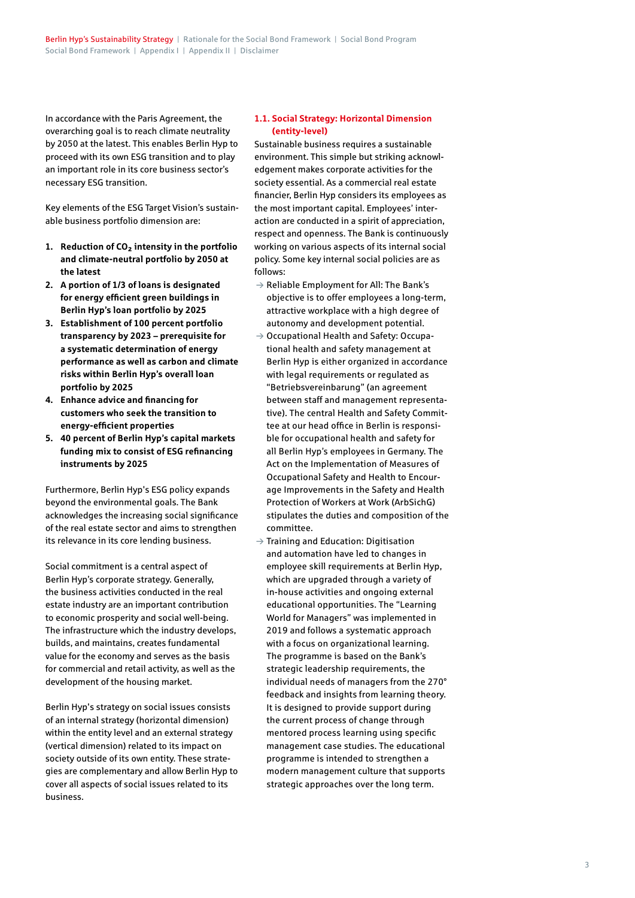In accordance with the Paris Agreement, the overarching goal is to reach climate neutrality by 2050 at the latest. This enables Berlin Hyp to proceed with its own ESG transition and to play an important role in its core business sector's necessary ESG transition.

Key elements of the ESG Target Vision's sustainable business portfolio dimension are:

1. **Reduction of $CO_2$ intensity in the portfolio and climate-neutral portfolio by 2050 at the latest**
2. **A portion of 1/3 of loans is designated for energy efficient green buildings in Berlin Hyp's loan portfolio by 2025**
3. **Establishment of 100 percent portfolio transparency by 2023 – prerequisite for a systematic determination of energy performance as well as carbon and climate risks within Berlin Hyp's overall loan portfolio by 2025**
4. **Enhance advice and financing for customers who seek the transition to energy-efficient properties**
5. **40 percent of Berlin Hyp's capital markets funding mix to consist of ESG refinancing instruments by 2025**

Furthermore, Berlin Hyp's ESG policy expands beyond the environmental goals. The Bank acknowledges the increasing social significance of the real estate sector and aims to strengthen its relevance in its core lending business.

Social commitment is a central aspect of Berlin Hyp's corporate strategy. Generally, the business activities conducted in the real estate industry are an important contribution to economic prosperity and social well-being. The infrastructure which the industry develops, builds, and maintains, creates fundamental value for the economy and serves as the basis for commercial and retail activity, as well as the development of the housing market.

Berlin Hyp's strategy on social issues consists of an internal strategy (horizontal dimension) within the entity level and an external strategy (vertical dimension) related to its impact on society outside of its own entity. These strategies are complementary and allow Berlin Hyp to cover all aspects of social issues related to its business.

## 1.1. Social Strategy: Horizontal Dimension (entity-level)

Sustainable business requires a sustainable environment. This simple but striking acknowledgement makes corporate activities for the society essential. As a commercial real estate financier, Berlin Hyp considers its employees as the most important capital. Employees' interaction are conducted in a spirit of appreciation, respect and openness. The Bank is continuously working on various aspects of its internal social policy. Some key internal social policies are as follows:

- Reliable Employment for All: The Bank's objective is to offer employees a long-term, attractive workplace with a high degree of autonomy and development potential.
- Occupational Health and Safety: Occupational health and safety management at Berlin Hyp is either organized in accordance with legal requirements or regulated as "Betriebsvereinbarung" (an agreement between staff and management representative). The central Health and Safety Committee at our head office in Berlin is responsible for occupational health and safety for all Berlin Hyp's employees in Germany. The Act on the Implementation of Measures of Occupational Safety and Health to Encourage Improvements in the Safety and Health Protection of Workers at Work (ArbSichG) stipulates the duties and composition of the committee.
- Training and Education: Digitisation and automation have led to changes in employee skill requirements at Berlin Hyp, which are upgraded through a variety of in-house activities and ongoing external educational opportunities. The "Learning World for Managers" was implemented in 2019 and follows a systematic approach with a focus on organizational learning. The programme is based on the Bank's strategic leadership requirements, the individual needs of managers from the 270° feedback and insights from learning theory. It is designed to provide support during the current process of change through mentored process learning using specific management case studies. The educational programme is intended to strengthen a modern management culture that supports strategic approaches over the long term.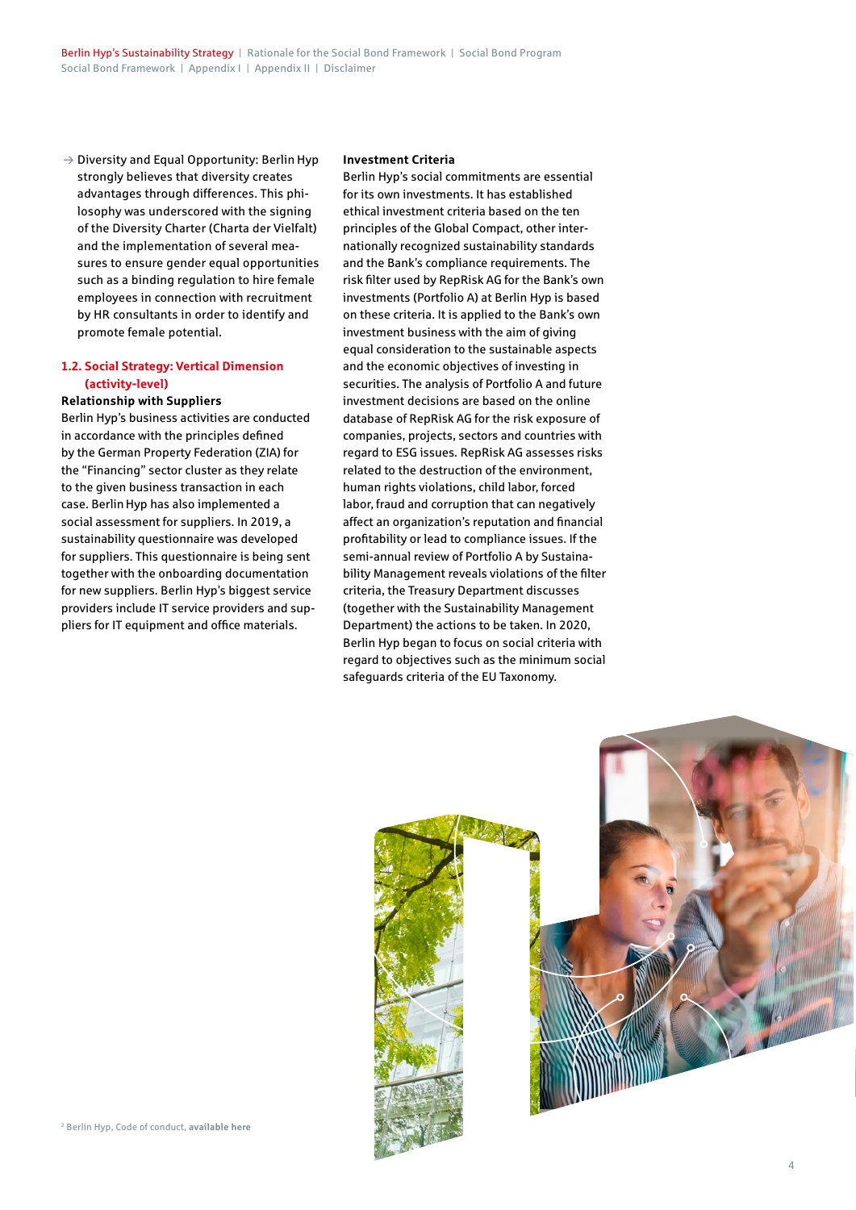→ Diversity and Equal Opportunity: Berlin Hyp strongly believes that diversity creates advantages through differences. This philosophy was underscored with the signing of the Diversity Charter (Charta der Vielfalt) and the implementation of several measures to ensure gender equal opportunities such as a binding regulation to hire female employees in connection with recruitment by HR consultants in order to identify and promote female potential.

## 1.2. Social Strategy: Vertical Dimension (activity-level)

**Relationship with Suppliers**

Berlin Hyp's business activities are conducted in accordance with the principles defined by the German Property Federation (ZIA) for the "Financing" sector cluster as they relate to the given business transaction in each case. Berlin Hyp has also implemented a social assessment for suppliers. In 2019, a sustainability questionnaire was developed for suppliers. This questionnaire is being sent together with the onboarding documentation for new suppliers. Berlin Hyp's biggest service providers include IT service providers and suppliers for IT equipment and office materials.

**Investment Criteria**

Berlin Hyp's social commitments are essential for its own investments. It has established ethical investment criteria based on the ten principles of the Global Compact, other internationally recognized sustainability standards and the Bank's compliance requirements. The risk filter used by RepRisk AG for the Bank's own investments (Portfolio A) at Berlin Hyp is based on these criteria. It is applied to the Bank's own investment business with the aim of giving equal consideration to the sustainable aspects and the economic objectives of investing in securities. The analysis of Portfolio A and future investment decisions are based on the online database of RepRisk AG for the risk exposure of companies, projects, sectors and countries with regard to ESG issues. RepRisk AG assesses risks related to the destruction of the environment, human rights violations, child labor, forced labor, fraud and corruption that can negatively affect an organization's reputation and financial profitability or lead to compliance issues. If the semi-annual review of Portfolio A by Sustainability Management reveals violations of the filter criteria, the Treasury Department discusses (together with the Sustainability Management Department) the actions to be taken. In 2020, Berlin Hyp began to focus on social criteria with regard to objectives such as the minimum social safeguards criteria of the EU Taxonomy.

[2] Berlin Hyp, Code of conduct, **available here**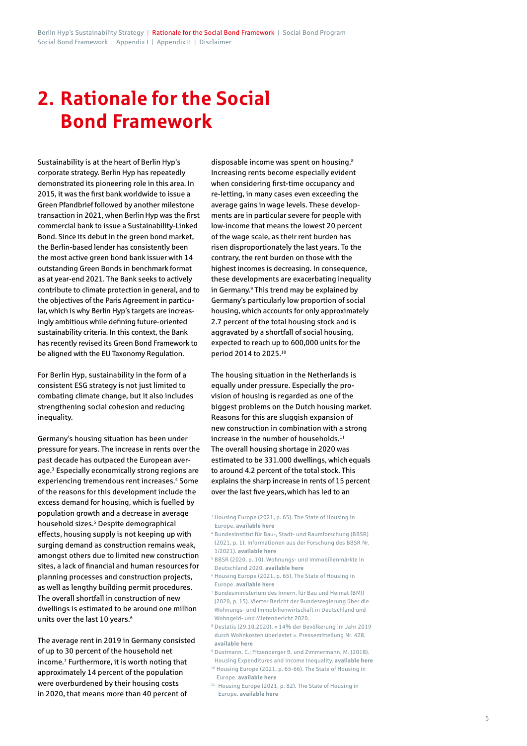# 2. Rationale for the Social Bond Framework

Sustainability is at the heart of Berlin Hyp's corporate strategy. Berlin Hyp has repeatedly demonstrated its pioneering role in this area. In 2015, it was the first bank worldwide to issue a Green Pfandbrief followed by another milestone transaction in 2021, when Berlin Hyp was the first commercial bank to issue a Sustainability-Linked Bond. Since its debut in the green bond market, the Berlin-based lender has consistently been the most active green bond bank issuer with 14 outstanding Green Bonds in benchmark format as at year-end 2021. The Bank seeks to actively contribute to climate protection in general, and to the objectives of the Paris Agreement in particular, which is why Berlin Hyp's targets are increasingly ambitious while defining future-oriented sustainability criteria. In this context, the Bank has recently revised its Green Bond Framework to be aligned with the EU Taxonomy Regulation.

For Berlin Hyp, sustainability in the form of a consistent ESG strategy is not just limited to combating climate change, but it also includes strengthening social cohesion and reducing inequality.

Germany's housing situation has been under pressure for years. The increase in rents over the past decade has outpaced the European average.[3] Especially economically strong regions are experiencing tremendous rent increases.[4] Some of the reasons for this development include the excess demand for housing, which is fuelled by population growth and a decrease in average household sizes.[5] Despite demographical effects, housing supply is not keeping up with surging demand as construction remains weak, amongst others due to limited new construction sites, a lack of financial and human resources for planning processes and construction projects, as well as lengthy building permit procedures. The overall shortfall in construction of new dwellings is estimated to be around one million units over the last 10 years.[6]

The average rent in 2019 in Germany consisted of up to 30 percent of the household net income.[7] Furthermore, it is worth noting that approximately 14 percent of the population were overburdened by their housing costs in 2020, that means more than 40 percent of disposable income was spent on housing.[8] Increasing rents become especially evident when considering first-time occupancy and re-letting, in many cases even exceeding the average gains in wage levels. These developments are in particular severe for people with low-income that means the lowest 20 percent of the wage scale, as their rent burden has risen disproportionately the last years. To the contrary, the rent burden on those with the highest incomes is decreasing. In consequence, these developments are exacerbating inequality in Germany.[9] This trend may be explained by Germany's particularly low proportion of social housing, which accounts for only approximately 2.7 percent of the total housing stock and is aggravated by a shortfall of social housing, expected to reach up to 600,000 units for the period 2014 to 2025.[10]

The housing situation in the Netherlands is equally under pressure. Especially the provision of housing is regarded as one of the biggest problems on the Dutch housing market. Reasons for this are sluggish expansion of new construction in combination with a strong increase in the number of households.[11] The overall housing shortage in 2020 was estimated to be 331.000 dwellings, which equals to around 4.2 percent of the total stock. This explains the sharp increase in rents of 15 percent over the last five years, which has led to an

[3] Housing Europe (2021, p. 65). The State of Housing in Europe. **available here**

[4] Bundesinstitut für Bau-, Stadt- und Raumforschung (BBSR) (2021, p. 1). Informationen aus der Forschung des BBSR Nr. 1/2021). **available here**

[5] BBSR (2020, p. 10). Wohnungs- und Immobilienmärkte in Deutschland 2020. **available here**

[6] Housing Europe (2021, p. 65). The State of Housing in Europe. **available here**

[7] Bundesministerium des Innern, für Bau und Heimat (BMI) (2020, p. 15). Vierter Bericht der Bundesregierung über die Wohnungs- und Immobilienwirtschaft in Deutschland und Wohngeld- und Mietenbericht 2020.

[8] Destatis (29.10.2020). « 14% der Bevölkerung im Jahr 2019 durch Wohnkosten überlastet ». Pressemitteilung Nr. 428. **available here**

[9] Dustmann, C.; Fitzenberger B. und Zimmermann, M. (2018). Housing Expenditures and Income Inequality. **available here**

[10] Housing Europe (2021, p. 65-66). The State of Housing in Europe. **available here**

[11] Housing Europe (2021, p. 82). The State of Housing in Europe. **available here**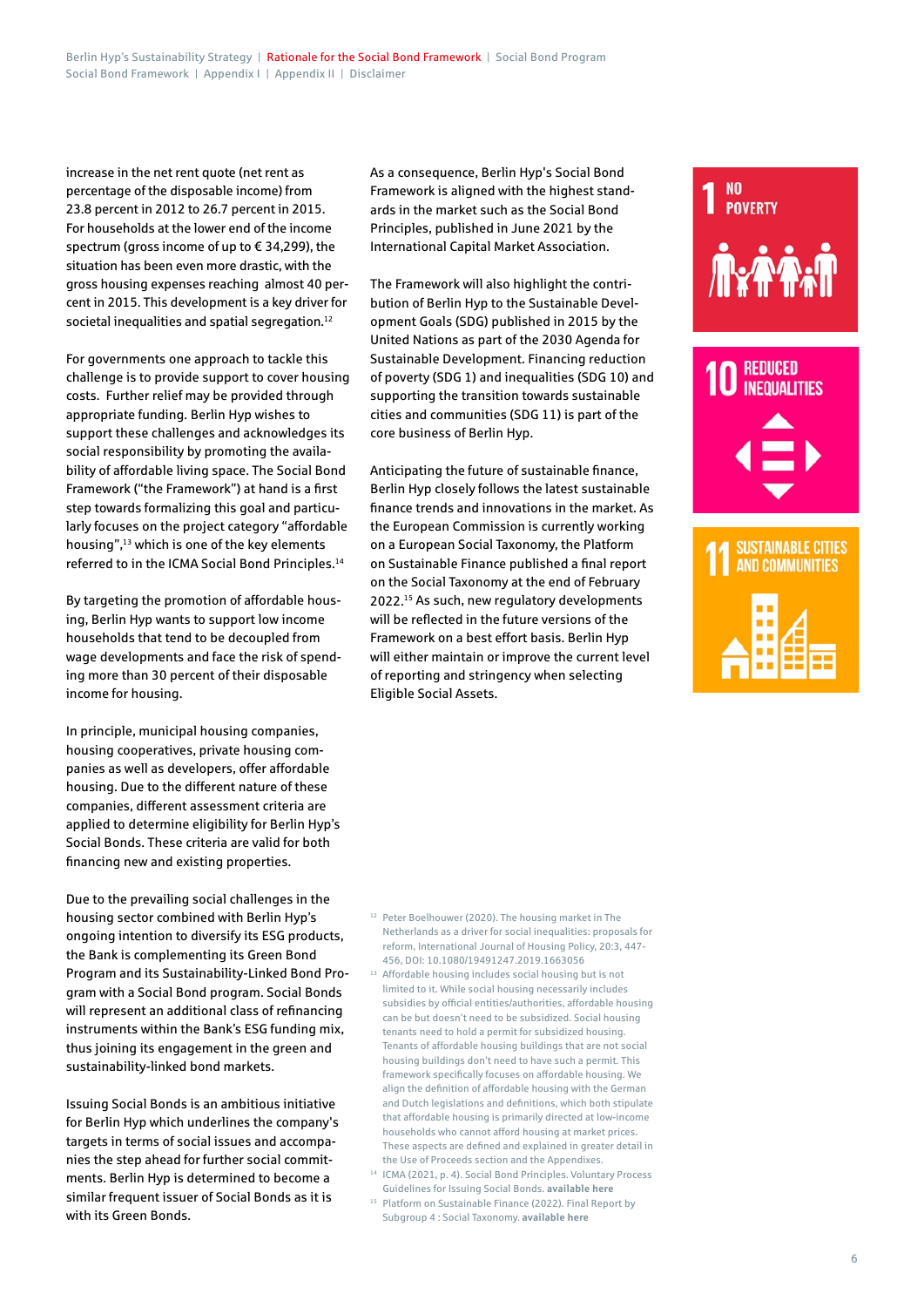increase in the net rent quote (net rent as percentage of the disposable income) from 23.8 percent in 2012 to 26.7 percent in 2015. For households at the lower end of the income spectrum (gross income of up to € 34,299), the situation has been even more drastic, with the gross housing expenses reaching almost 40 percent in 2015. This development is a key driver for societal inequalities and spatial segregation.[12]

For governments one approach to tackle this challenge is to provide support to cover housing costs. Further relief may be provided through appropriate funding. Berlin Hyp wishes to support these challenges and acknowledges its social responsibility by promoting the availability of affordable living space. The Social Bond Framework ("the Framework") at hand is a first step towards formalizing this goal and particularly focuses on the project category "affordable housing",[13] which is one of the key elements referred to in the ICMA Social Bond Principles.[14]

By targeting the promotion of affordable housing, Berlin Hyp wants to support low income households that tend to be decoupled from wage developments and face the risk of spending more than 30 percent of their disposable income for housing.

In principle, municipal housing companies, housing cooperatives, private housing companies as well as developers, offer affordable housing. Due to the different nature of these companies, different assessment criteria are applied to determine eligibility for Berlin Hyp's Social Bonds. These criteria are valid for both financing new and existing properties.

Due to the prevailing social challenges in the housing sector combined with Berlin Hyp's ongoing intention to diversify its ESG products, the Bank is complementing its Green Bond Program and its Sustainability-Linked Bond Program with a Social Bond program. Social Bonds will represent an additional class of refinancing instruments within the Bank's ESG funding mix, thus joining its engagement in the green and sustainability-linked bond markets.

Issuing Social Bonds is an ambitious initiative for Berlin Hyp which underlines the company's targets in terms of social issues and accompanies the step ahead for further social commitments. Berlin Hyp is determined to become a similar frequent issuer of Social Bonds as it is with its Green Bonds.

As a consequence, Berlin Hyp's Social Bond Framework is aligned with the highest standards in the market such as the Social Bond Principles, published in June 2021 by the International Capital Market Association.

The Framework will also highlight the contribution of Berlin Hyp to the Sustainable Development Goals (SDG) published in 2015 by the United Nations as part of the 2030 Agenda for Sustainable Development. Financing reduction of poverty (SDG 1) and inequalities (SDG 10) and supporting the transition towards sustainable cities and communities (SDG 11) is part of the core business of Berlin Hyp.

Anticipating the future of sustainable finance, Berlin Hyp closely follows the latest sustainable finance trends and innovations in the market. As the European Commission is currently working on a European Social Taxonomy, the Platform on Sustainable Finance published a final report on the Social Taxonomy at the end of February 2022.[15] As such, new regulatory developments will be reflected in the future versions of the Framework on a best effort basis. Berlin Hyp will either maintain or improve the current level of reporting and stringency when selecting Eligible Social Assets.

1 NO POVERTY

10 REDUCED INEQUALITIES

11 SUSTAINABLE CITIES AND COMMUNITIES

[12] Peter Boelhouwer (2020). The housing market in The Netherlands as a driver for social inequalities: proposals for reform, International Journal of Housing Policy, 20:3, 447-456, DOI: 10.1080/19491247.2019.1663056

[13] Affordable housing includes social housing but is not limited to it. While social housing necessarily includes subsidies by official entities/authorities, affordable housing can be but doesn't need to be subsidized. Social housing tenants need to hold a permit for subsidized housing. Tenants of affordable housing buildings that are not social housing buildings don't need to have such a permit. This framework specifically focuses on affordable housing. We align the definition of affordable housing with the German and Dutch legislations and definitions, which both stipulate that affordable housing is primarily directed at low-income households who cannot afford housing at market prices. These aspects are defined and explained in greater detail in the Use of Proceeds section and the Appendixes.

[14] ICMA (2021, p. 4). Social Bond Principles. Voluntary Process Guidelines for Issuing Social Bonds. **available here**

[15] Platform on Sustainable Finance (2022). Final Report by Subgroup 4 : Social Taxonomy. **available here**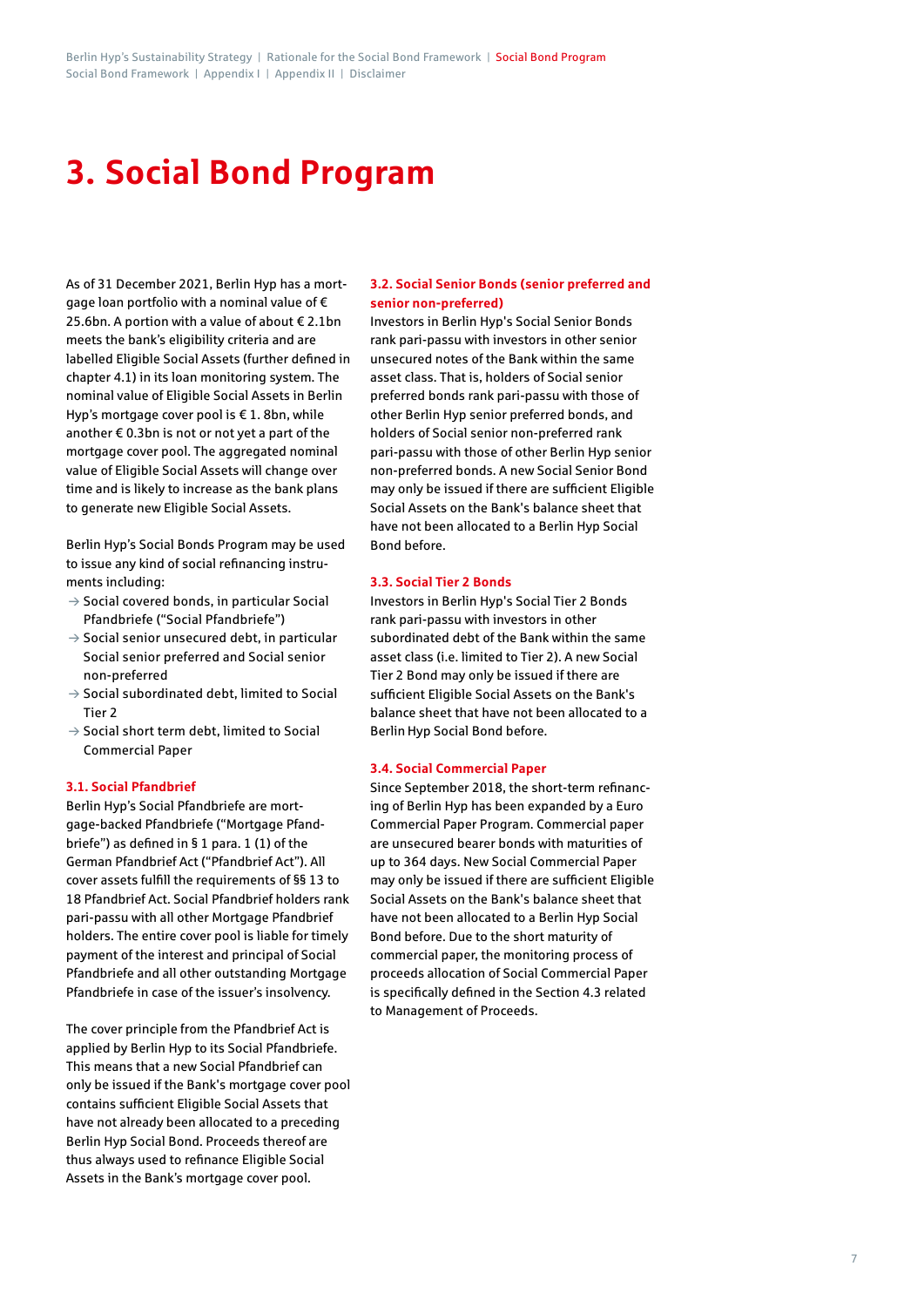# 3. Social Bond Program

As of 31 December 2021, Berlin Hyp has a mortgage loan portfolio with a nominal value of € 25.6bn. A portion with a value of about € 2.1bn meets the bank's eligibility criteria and are labelled Eligible Social Assets (further defined in chapter 4.1) in its loan monitoring system. The nominal value of Eligible Social Assets in Berlin Hyp's mortgage cover pool is € 1. 8bn, while another € 0.3bn is not or not yet a part of the mortgage cover pool. The aggregated nominal value of Eligible Social Assets will change over time and is likely to increase as the bank plans to generate new Eligible Social Assets.

Berlin Hyp's Social Bonds Program may be used to issue any kind of social refinancing instruments including:

- → Social covered bonds, in particular Social Pfandbriefe ("Social Pfandbriefe")
- → Social senior unsecured debt, in particular Social senior preferred and Social senior non-preferred
- → Social subordinated debt, limited to Social Tier 2
- → Social short term debt, limited to Social Commercial Paper

### 3.1. Social Pfandbrief

Berlin Hyp's Social Pfandbriefe are mortgage-backed Pfandbriefe ("Mortgage Pfandbriefe") as defined in § 1 para. 1 (1) of the German Pfandbrief Act ("Pfandbrief Act"). All cover assets fulfill the requirements of §§ 13 to 18 Pfandbrief Act. Social Pfandbrief holders rank pari-passu with all other Mortgage Pfandbrief holders. The entire cover pool is liable for timely payment of the interest and principal of Social Pfandbriefe and all other outstanding Mortgage Pfandbriefe in case of the issuer's insolvency.

The cover principle from the Pfandbrief Act is applied by Berlin Hyp to its Social Pfandbriefe. This means that a new Social Pfandbrief can only be issued if the Bank's mortgage cover pool contains sufficient Eligible Social Assets that have not already been allocated to a preceding Berlin Hyp Social Bond. Proceeds thereof are thus always used to refinance Eligible Social Assets in the Bank's mortgage cover pool.

### 3.2. Social Senior Bonds (senior preferred and senior non-preferred)

Investors in Berlin Hyp's Social Senior Bonds rank pari-passu with investors in other senior unsecured notes of the Bank within the same asset class. That is, holders of Social senior preferred bonds rank pari-passu with those of other Berlin Hyp senior preferred bonds, and holders of Social senior non-preferred rank pari-passu with those of other Berlin Hyp senior non-preferred bonds. A new Social Senior Bond may only be issued if there are sufficient Eligible Social Assets on the Bank's balance sheet that have not been allocated to a Berlin Hyp Social Bond before.

### 3.3. Social Tier 2 Bonds

Investors in Berlin Hyp's Social Tier 2 Bonds rank pari-passu with investors in other subordinated debt of the Bank within the same asset class (i.e. limited to Tier 2). A new Social Tier 2 Bond may only be issued if there are sufficient Eligible Social Assets on the Bank's balance sheet that have not been allocated to a Berlin Hyp Social Bond before.

### 3.4. Social Commercial Paper

Since September 2018, the short-term refinancing of Berlin Hyp has been expanded by a Euro Commercial Paper Program. Commercial paper are unsecured bearer bonds with maturities of up to 364 days. New Social Commercial Paper may only be issued if there are sufficient Eligible Social Assets on the Bank's balance sheet that have not been allocated to a Berlin Hyp Social Bond before. Due to the short maturity of commercial paper, the monitoring process of proceeds allocation of Social Commercial Paper is specifically defined in the Section 4.3 related to Management of Proceeds.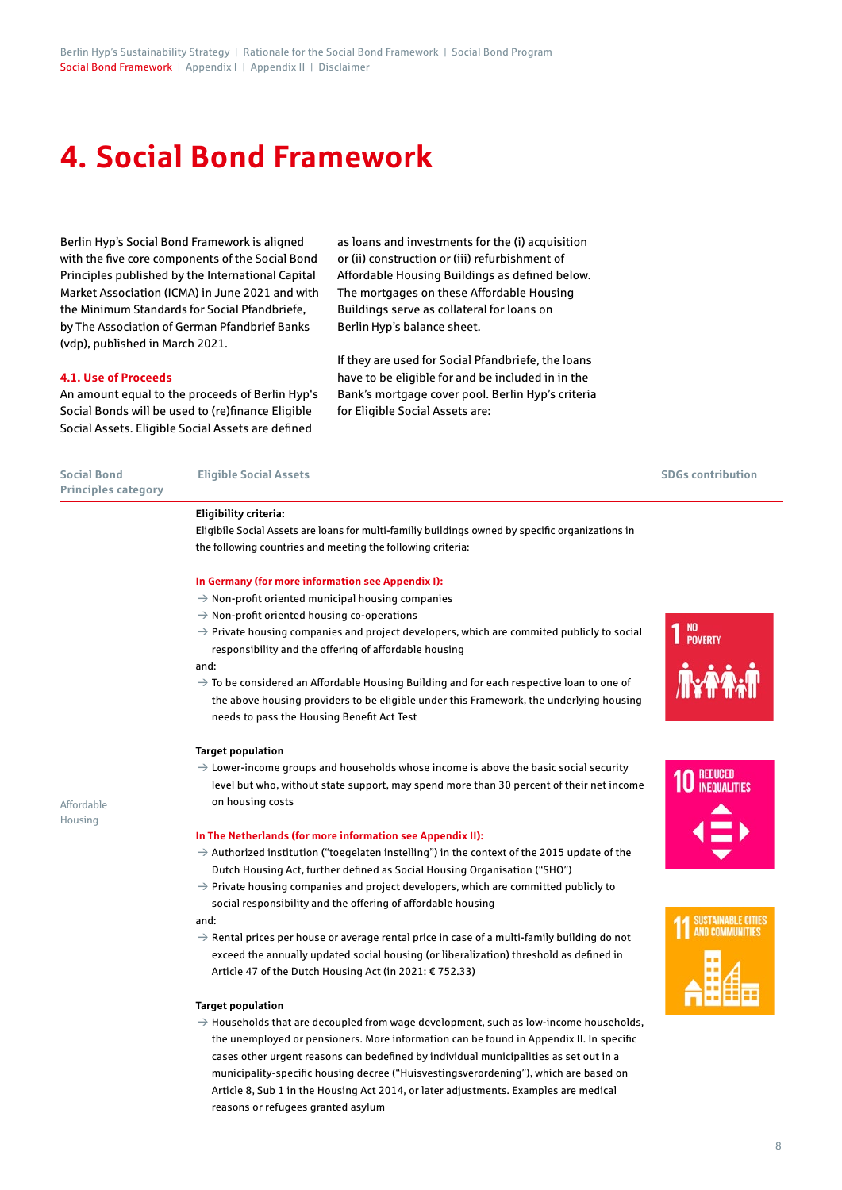# 4. Social Bond Framework

Berlin Hyp's Social Bond Framework is aligned with the five core components of the Social Bond Principles published by the International Capital Market Association (ICMA) in June 2021 and with the Minimum Standards for Social Pfandbriefe, by The Association of German Pfandbrief Banks (vdp), published in March 2021.

### 4.1. Use of Proceeds

An amount equal to the proceeds of Berlin Hyp's Social Bonds will be used to (re)finance Eligible Social Assets. Eligible Social Assets are defined as loans and investments for the (i) acquisition or (ii) construction or (iii) refurbishment of Affordable Housing Buildings as defined below. The mortgages on these Affordable Housing Buildings serve as collateral for loans on Berlin Hyp's balance sheet.

If they are used for Social Pfandbriefe, the loans have to be eligible for and be included in in the Bank's mortgage cover pool. Berlin Hyp's criteria for Eligible Social Assets are:

| Social Bond Principles category | Eligible Social Assets | SDGs contribution |
|---|---|---|
| Affordable Housing | **Eligibility criteria:**<br>Eligibile Social Assets are loans for multi-familiy buildings owned by specific organizations in the following countries and meeting the following criteria:<br><br>**In Germany (for more information see Appendix I):**<br>→ Non-profit oriented municipal housing companies<br>→ Non-profit oriented housing co-operations<br>→ Private housing companies and project developers, which are commited publicly to social responsibility and the offering of affordable housing<br>and:<br>→ To be considered an Affordable Housing Building and for each respective loan to one of the above housing providers to be eligible under this Framework, the underlying housing needs to pass the Housing Benefit Act Test<br><br>**Target population**<br>→ Lower-income groups and households whose income is above the basic social security level but who, without state support, may spend more than 30 percent of their net income on housing costs<br><br>**In The Netherlands (for more information see Appendix II):**<br>→ Authorized institution ("toegelaten instelling") in the context of the 2015 update of the Dutch Housing Act, further defined as Social Housing Organisation ("SHO")<br>→ Private housing companies and project developers, which are committed publicly to social responsibility and the offering of affordable housing<br>and:<br>→ Rental prices per house or average rental price in case of a multi-family building do not exceed the annually updated social housing (or liberalization) threshold as defined in Article 47 of the Dutch Housing Act (in 2021: € 752.33)<br><br>**Target population**<br>→ Households that are decoupled from wage development, such as low-income households, the unemployed or pensioners. More information can be found in Appendix II. In specific cases other urgent reasons can bedefined by individual municipalities as set out in a municipality-specific housing decree ("Huisvestingsverordening"), which are based on Article 8, Sub 1 in the Housing Act 2014, or later adjustments. Examples are medical reasons or refugees granted asylum | 1 No Poverty<br>10 Reduced Inequalities<br>11 Sustainable Cities and Communities |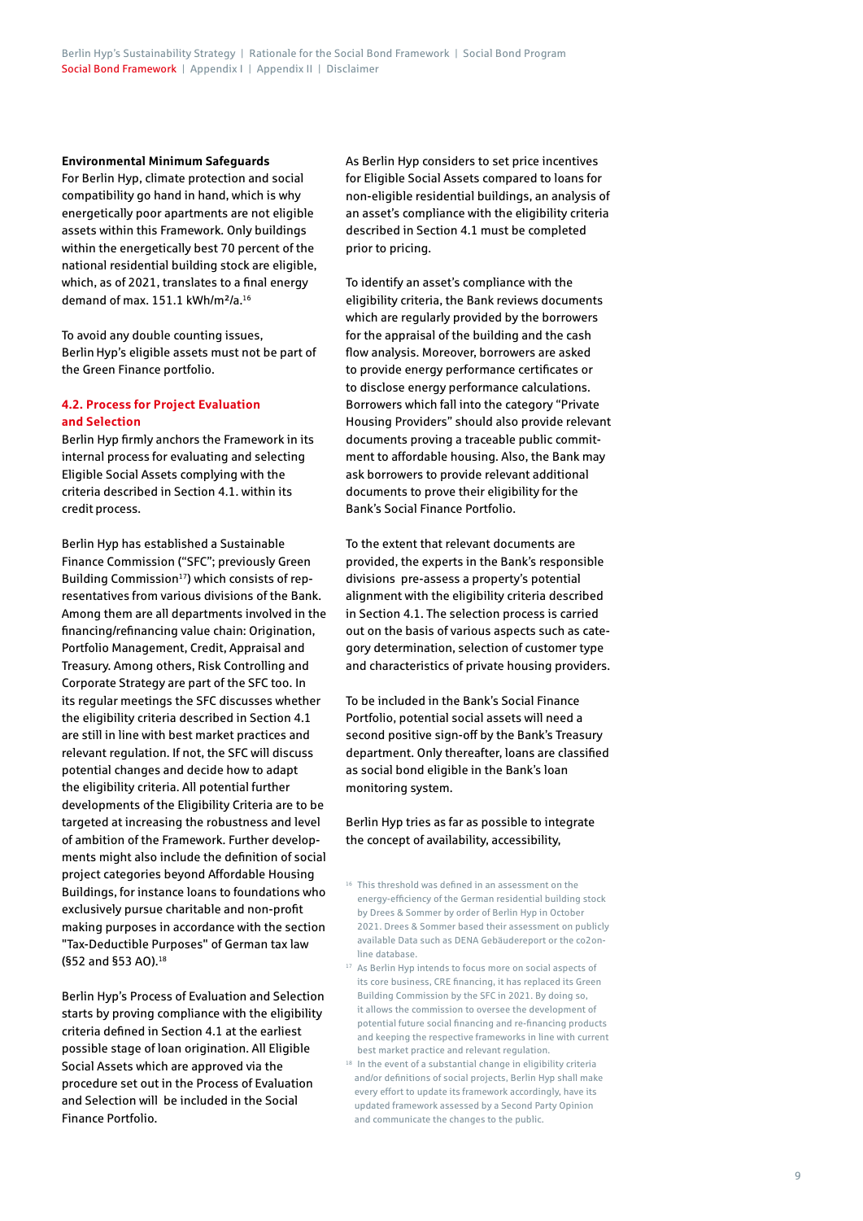**Environmental Minimum Safeguards**

For Berlin Hyp, climate protection and social compatibility go hand in hand, which is why energetically poor apartments are not eligible assets within this Framework. Only buildings within the energetically best 70 percent of the national residential building stock are eligible, which, as of 2021, translates to a final energy demand of max. 151.1 kWh/m²/a.[16]

To avoid any double counting issues, Berlin Hyp's eligible assets must not be part of the Green Finance portfolio.

### 4.2. Process for Project Evaluation and Selection

Berlin Hyp firmly anchors the Framework in its internal process for evaluating and selecting Eligible Social Assets complying with the criteria described in Section 4.1. within its credit process.

Berlin Hyp has established a Sustainable Finance Commission ("SFC"; previously Green Building Commission[17]) which consists of representatives from various divisions of the Bank. Among them are all departments involved in the financing/refinancing value chain: Origination, Portfolio Management, Credit, Appraisal and Treasury. Among others, Risk Controlling and Corporate Strategy are part of the SFC too. In its regular meetings the SFC discusses whether the eligibility criteria described in Section 4.1 are still in line with best market practices and relevant regulation. If not, the SFC will discuss potential changes and decide how to adapt the eligibility criteria. All potential further developments of the Eligibility Criteria are to be targeted at increasing the robustness and level of ambition of the Framework. Further developments might also include the definition of social project categories beyond Affordable Housing Buildings, for instance loans to foundations who exclusively pursue charitable and non-profit making purposes in accordance with the section "Tax-Deductible Purposes" of German tax law (§52 and §53 AO).[18]

Berlin Hyp's Process of Evaluation and Selection starts by proving compliance with the eligibility criteria defined in Section 4.1 at the earliest possible stage of loan origination. All Eligible Social Assets which are approved via the procedure set out in the Process of Evaluation and Selection will be included in the Social Finance Portfolio.

As Berlin Hyp considers to set price incentives for Eligible Social Assets compared to loans for non-eligible residential buildings, an analysis of an asset's compliance with the eligibility criteria described in Section 4.1 must be completed prior to pricing.

To identify an asset's compliance with the eligibility criteria, the Bank reviews documents which are regularly provided by the borrowers for the appraisal of the building and the cash flow analysis. Moreover, borrowers are asked to provide energy performance certificates or to disclose energy performance calculations. Borrowers which fall into the category "Private Housing Providers" should also provide relevant documents proving a traceable public commitment to affordable housing. Also, the Bank may ask borrowers to provide relevant additional documents to prove their eligibility for the Bank's Social Finance Portfolio.

To the extent that relevant documents are provided, the experts in the Bank's responsible divisions pre-assess a property's potential alignment with the eligibility criteria described in Section 4.1. The selection process is carried out on the basis of various aspects such as category determination, selection of customer type and characteristics of private housing providers.

To be included in the Bank's Social Finance Portfolio, potential social assets will need a second positive sign-off by the Bank's Treasury department. Only thereafter, loans are classified as social bond eligible in the Bank's loan monitoring system.

Berlin Hyp tries as far as possible to integrate the concept of availability, accessibility,

---

[16] This threshold was defined in an assessment on the energy-efficiency of the German residential building stock by Drees & Sommer by order of Berlin Hyp in October 2021. Drees & Sommer based their assessment on publicly available Data such as DENA Gebäudereport or the co2online database.

[17] As Berlin Hyp intends to focus more on social aspects of its core business, CRE financing, it has replaced its Green Building Commission by the SFC in 2021. By doing so, it allows the commission to oversee the development of potential future social financing and re-financing products and keeping the respective frameworks in line with current best market practice and relevant regulation.

[18] In the event of a substantial change in eligibility criteria and/or definitions of social projects, Berlin Hyp shall make every effort to update its framework accordingly, have its updated framework assessed by a Second Party Opinion and communicate the changes to the public.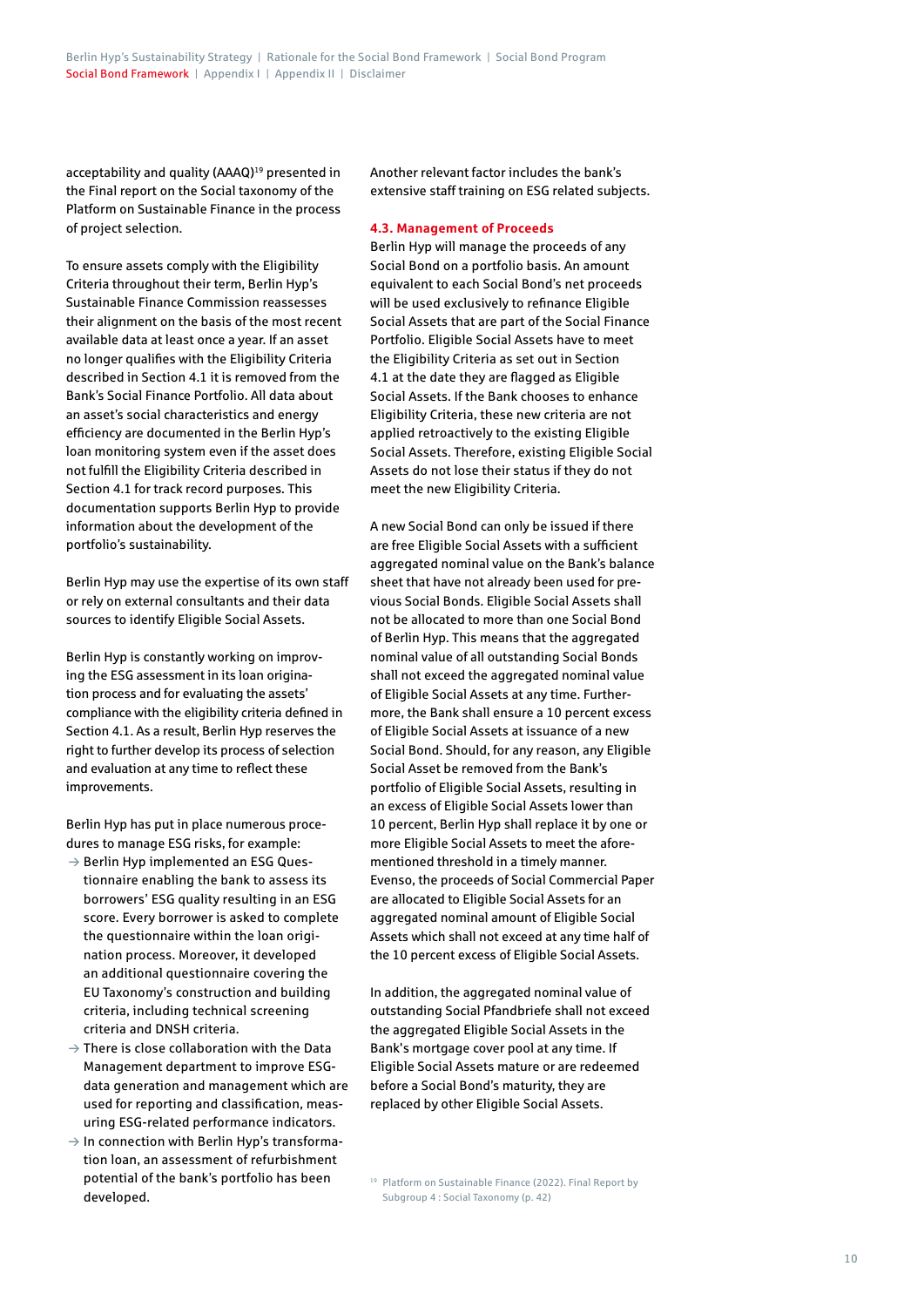acceptability and quality (AAAQ)[19] presented in the Final report on the Social taxonomy of the Platform on Sustainable Finance in the process of project selection.

To ensure assets comply with the Eligibility Criteria throughout their term, Berlin Hyp's Sustainable Finance Commission reassesses their alignment on the basis of the most recent available data at least once a year. If an asset no longer qualifies with the Eligibility Criteria described in Section 4.1 it is removed from the Bank's Social Finance Portfolio. All data about an asset's social characteristics and energy efficiency are documented in the Berlin Hyp's loan monitoring system even if the asset does not fulfil the Eligibility Criteria described in Section 4.1 for track record purposes. This documentation supports Berlin Hyp to provide information about the development of the portfolio's sustainability.

Berlin Hyp may use the expertise of its own staff or rely on external consultants and their data sources to identify Eligible Social Assets.

Berlin Hyp is constantly working on improving the ESG assessment in its loan origination process and for evaluating the assets' compliance with the eligibility criteria defined in Section 4.1. As a result, Berlin Hyp reserves the right to further develop its process of selection and evaluation at any time to reflect these improvements.

Berlin Hyp has put in place numerous procedures to manage ESG risks, for example:

- → Berlin Hyp implemented an ESG Questionnaire enabling the bank to assess its borrowers' ESG quality resulting in an ESG score. Every borrower is asked to complete the questionnaire within the loan origination process. Moreover, it developed an additional questionnaire covering the EU Taxonomy's construction and building criteria, including technical screening criteria and DNSH criteria.
- → There is close collaboration with the Data Management department to improve ESG-data generation and management which are used for reporting and classification, measuring ESG-related performance indicators.
- → In connection with Berlin Hyp's transformation loan, an assessment of refurbishment potential of the bank's portfolio has been developed.

Another relevant factor includes the bank's extensive staff training on ESG related subjects.

### 4.3. Management of Proceeds

Berlin Hyp will manage the proceeds of any Social Bond on a portfolio basis. An amount equivalent to each Social Bond's net proceeds will be used exclusively to refinance Eligible Social Assets that are part of the Social Finance Portfolio. Eligible Social Assets have to meet the Eligibility Criteria as set out in Section 4.1 at the date they are flagged as Eligible Social Assets. If the Bank chooses to enhance Eligibility Criteria, these new criteria are not applied retroactively to the existing Eligible Social Assets. Therefore, existing Eligible Social Assets do not lose their status if they do not meet the new Eligibility Criteria.

A new Social Bond can only be issued if there are free Eligible Social Assets with a sufficient aggregated nominal value on the Bank's balance sheet that have not already been used for previous Social Bonds. Eligible Social Assets shall not be allocated to more than one Social Bond of Berlin Hyp. This means that the aggregated nominal value of all outstanding Social Bonds shall not exceed the aggregated nominal value of Eligible Social Assets at any time. Furthermore, the Bank shall ensure a 10 percent excess of Eligible Social Assets at issuance of a new Social Bond. Should, for any reason, any Eligible Social Asset be removed from the Bank's portfolio of Eligible Social Assets, resulting in an excess of Eligible Social Assets lower than 10 percent, Berlin Hyp shall replace it by one or more Eligible Social Assets to meet the aforementioned threshold in a timely manner. Evenso, the proceeds of Social Commercial Paper are allocated to Eligible Social Assets for an aggregated nominal amount of Eligible Social Assets which shall not exceed at any time half of the 10 percent excess of Eligible Social Assets.

In addition, the aggregated nominal value of outstanding Social Pfandbriefe shall not exceed the aggregated Eligible Social Assets in the Bank's mortgage cover pool at any time. If Eligible Social Assets mature or are redeemed before a Social Bond's maturity, they are replaced by other Eligible Social Assets.

[19] Platform on Sustainable Finance (2022). Final Report by Subgroup 4 : Social Taxonomy (p. 42)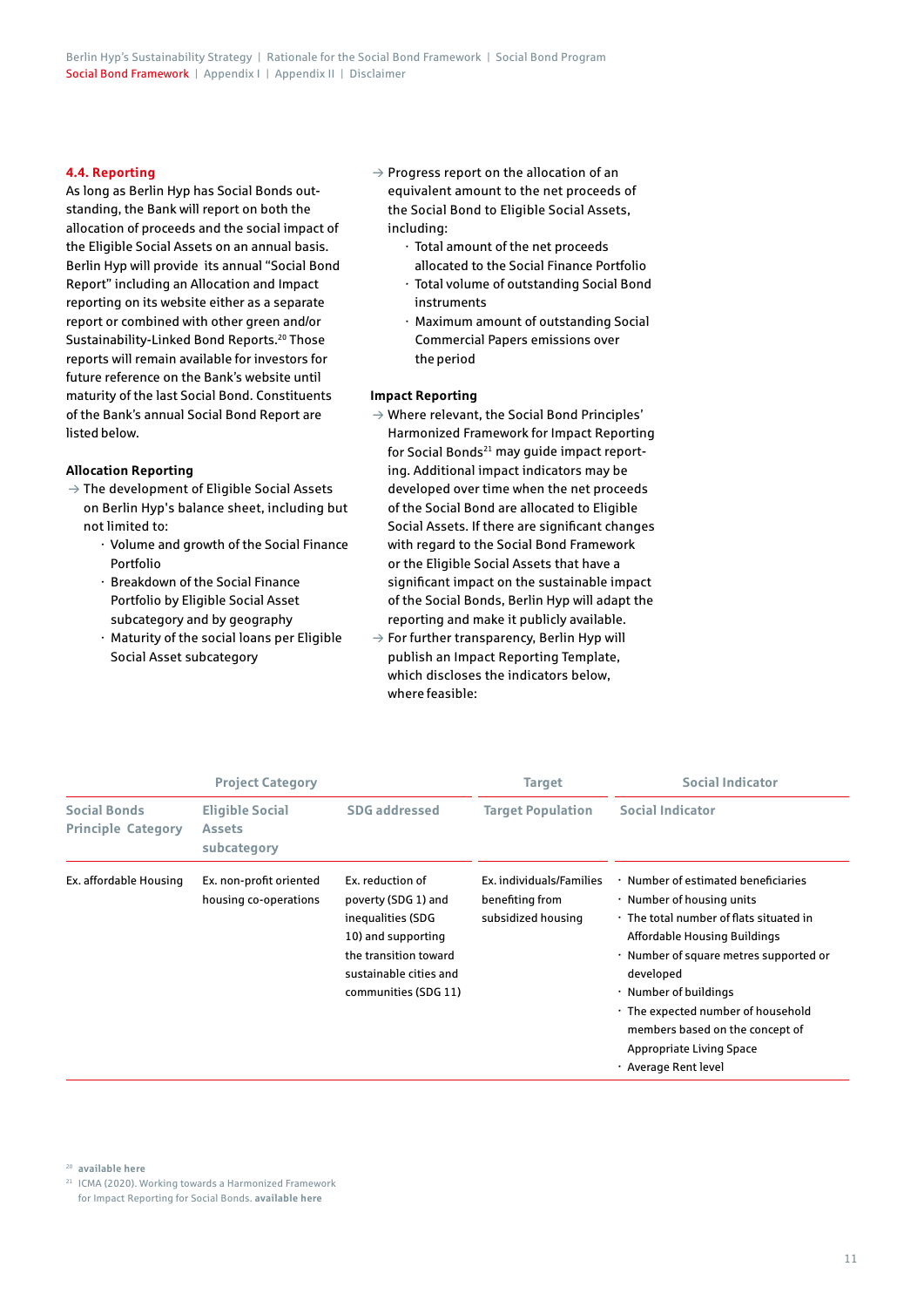### 4.4. Reporting

As long as Berlin Hyp has Social Bonds outstanding, the Bank will report on both the allocation of proceeds and the social impact of the Eligible Social Assets on an annual basis. Berlin Hyp will provide its annual "Social Bond Report" including an Allocation and Impact reporting on its website either as a separate report or combined with other green and/or Sustainability-Linked Bond Reports.[20] Those reports will remain available for investors for future reference on the Bank's website until maturity of the last Social Bond. Constituents of the Bank's annual Social Bond Report are listed below.

**Allocation Reporting**

→ The development of Eligible Social Assets on Berlin Hyp's balance sheet, including but not limited to:
- Volume and growth of the Social Finance Portfolio
- Breakdown of the Social Finance Portfolio by Eligible Social Asset subcategory and by geography
- Maturity of the social loans per Eligible Social Asset subcategory

→ Progress report on the allocation of an equivalent amount to the net proceeds of the Social Bond to Eligible Social Assets, including:
- Total amount of the net proceeds allocated to the Social Finance Portfolio
- Total volume of outstanding Social Bond instruments
- Maximum amount of outstanding Social Commercial Papers emissions over the period

**Impact Reporting**

→ Where relevant, the Social Bond Principles' Harmonized Framework for Impact Reporting for Social Bonds[21] may guide impact reporting. Additional impact indicators may be developed over time when the net proceeds of the Social Bond are allocated to Eligible Social Assets. If there are significant changes with regard to the Social Bond Framework or the Eligible Social Assets that have a significant impact on the sustainable impact of the Social Bonds, Berlin Hyp will adapt the reporting and make it publicly available.

→ For further transparency, Berlin Hyp will publish an Impact Reporting Template, which discloses the indicators below, where feasible:

| Project Category | | | Target | Social Indicator |
|---|---|---|---|---|
| **Social Bonds Principle Category** | **Eligible Social Assets subcategory** | **SDG addressed** | **Target Population** | **Social Indicator** |
| Ex. affordable Housing | Ex. non-profit oriented housing co-operations | Ex. reduction of poverty (SDG 1) and inequalities (SDG 10) and supporting the transition toward sustainable cities and communities (SDG 11) | Ex. individuals/Families benefiting from subsidized housing | · Number of estimated beneficiaries<br>· Number of housing units<br>· The total number of flats situated in Affordable Housing Buildings<br>· Number of square metres supported or developed<br>· Number of buildings<br>· The expected number of household members based on the concept of Appropriate Living Space<br>· Average Rent level |

[20] available here

[21] ICMA (2020). Working towards a Harmonized Framework for Impact Reporting for Social Bonds. available here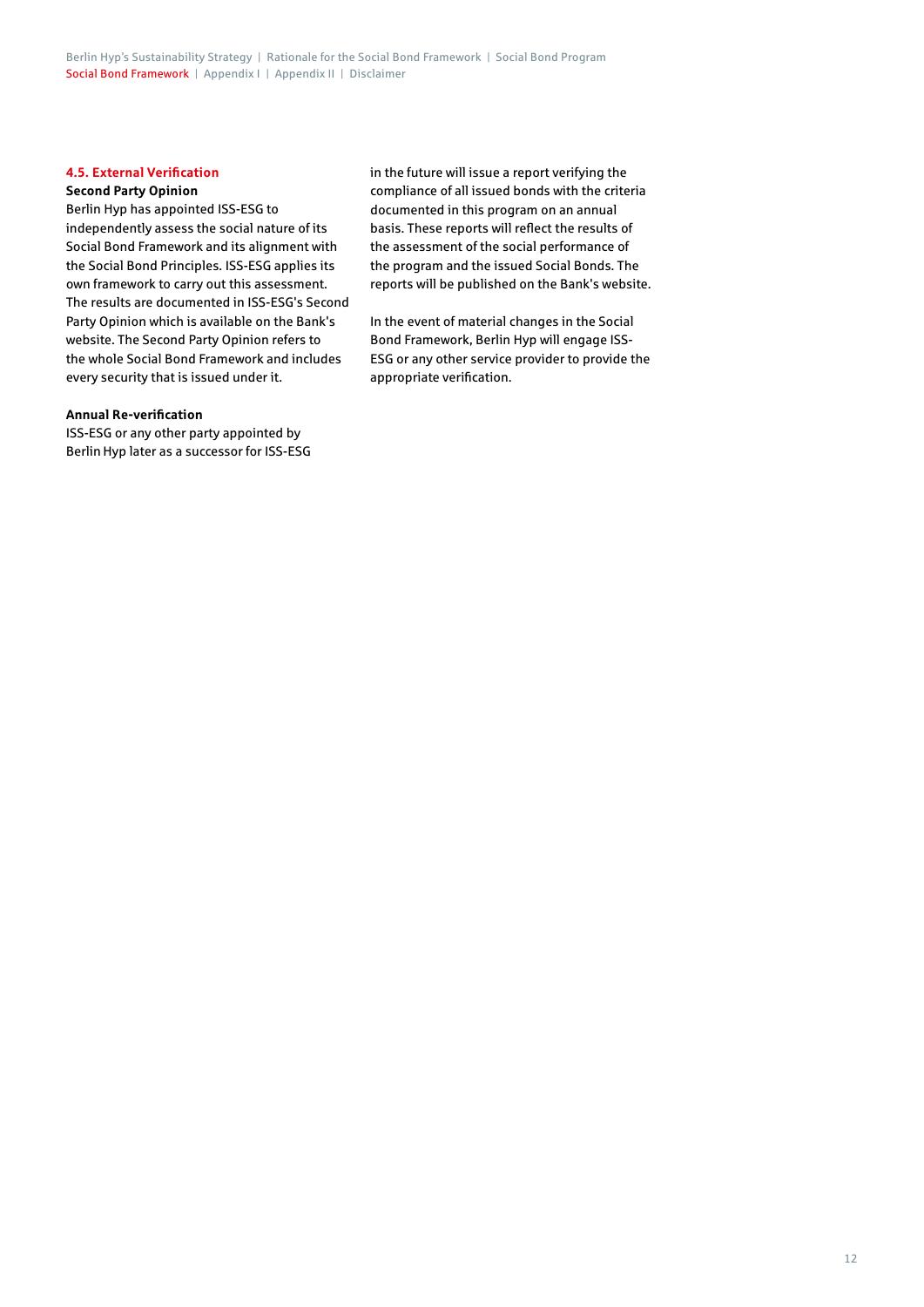### 4.5. External Verification

**Second Party Opinion**

Berlin Hyp has appointed ISS-ESG to independently assess the social nature of its Social Bond Framework and its alignment with the Social Bond Principles. ISS-ESG applies its own framework to carry out this assessment. The results are documented in ISS-ESG's Second Party Opinion which is available on the Bank's website. The Second Party Opinion refers to the whole Social Bond Framework and includes every security that is issued under it.

**Annual Re-verification**

ISS-ESG or any other party appointed by Berlin Hyp later as a successor for ISS-ESG in the future will issue a report verifying the compliance of all issued bonds with the criteria documented in this program on an annual basis. These reports will reflect the results of the assessment of the social performance of the program and the issued Social Bonds. The reports will be published on the Bank's website.

In the event of material changes in the Social Bond Framework, Berlin Hyp will engage ISS-ESG or any other service provider to provide the appropriate verification.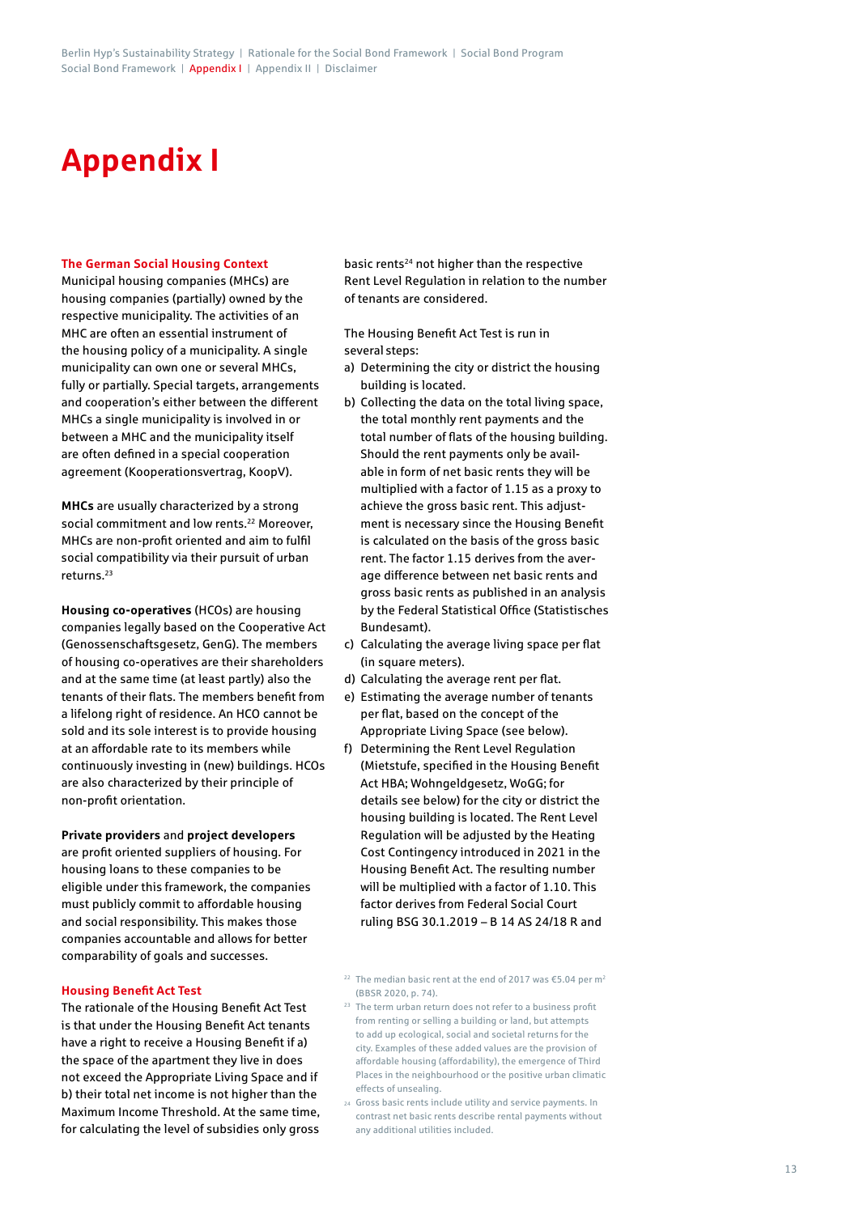# Appendix I

## The German Social Housing Context

Municipal housing companies (MHCs) are housing companies (partially) owned by the respective municipality. The activities of an MHC are often an essential instrument of the housing policy of a municipality. A single municipality can own one or several MHCs, fully or partially. Special targets, arrangements and cooperation's either between the different MHCs a single municipality is involved in or between a MHC and the municipality itself are often defined in a special cooperation agreement (Kooperationsvertrag, KoopV).

**MHCs** are usually characterized by a strong social commitment and low rents.[22] Moreover, MHCs are non-profit oriented and aim to fulfil social compatibility via their pursuit of urban returns.[23]

**Housing co-operatives** (HCOs) are housing companies legally based on the Cooperative Act (Genossenschaftsgesetz, GenG). The members of housing co-operatives are their shareholders and at the same time (at least partly) also the tenants of their flats. The members benefit from a lifelong right of residence. An HCO cannot be sold and its sole interest is to provide housing at an affordable rate to its members while continuously investing in (new) buildings. HCOs are also characterized by their principle of non-profit orientation.

**Private providers** and **project developers** are profit oriented suppliers of housing. For housing loans to these companies to be eligible under this framework, the companies must publicly commit to affordable housing and social responsibility. This makes those companies accountable and allows for better comparability of goals and successes.

## Housing Benefit Act Test

The rationale of the Housing Benefit Act Test is that under the Housing Benefit Act tenants have a right to receive a Housing Benefit if a) the space of the apartment they live in does not exceed the Appropriate Living Space and if b) their total net income is not higher than the Maximum Income Threshold. At the same time, for calculating the level of subsidies only gross basic rents[24] not higher than the respective Rent Level Regulation in relation to the number of tenants are considered.

The Housing Benefit Act Test is run in several steps:

a) Determining the city or district the housing building is located.
b) Collecting the data on the total living space, the total monthly rent payments and the total number of flats of the housing building. Should the rent payments only be available in form of net basic rents they will be multiplied with a factor of 1.15 as a proxy to achieve the gross basic rent. This adjustment is necessary since the Housing Benefit is calculated on the basis of the gross basic rent. The factor 1.15 derives from the average difference between net basic rents and gross basic rents as published in an analysis by the Federal Statistical Office (Statistisches Bundesamt).
c) Calculating the average living space per flat (in square meters).
d) Calculating the average rent per flat.
e) Estimating the average number of tenants per flat, based on the concept of the Appropriate Living Space (see below).
f) Determining the Rent Level Regulation (Mietstufe, specified in the Housing Benefit Act HBA; Wohngeldgesetz, WoGG; for details see below) for the city or district the housing building is located. The Rent Level Regulation will be adjusted by the Heating Cost Contingency introduced in 2021 in the Housing Benefit Act. The resulting number will be multiplied with a factor of 1.10. This factor derives from Federal Social Court ruling BSG 30.1.2019 – B 14 AS 24/18 R and

---

[22] The median basic rent at the end of 2017 was €5.04 per m² (BBSR 2020, p. 74).

[23] The term urban return does not refer to a business profit from renting or selling a building or land, but attempts to add up ecological, social and societal returns for the city. Examples of these added values are the provision of affordable housing (affordability), the emergence of Third Places in the neighbourhood or the positive urban climatic effects of unsealing.

[24] Gross basic rents include utility and service payments. In contrast net basic rents describe rental payments without any additional utilities included.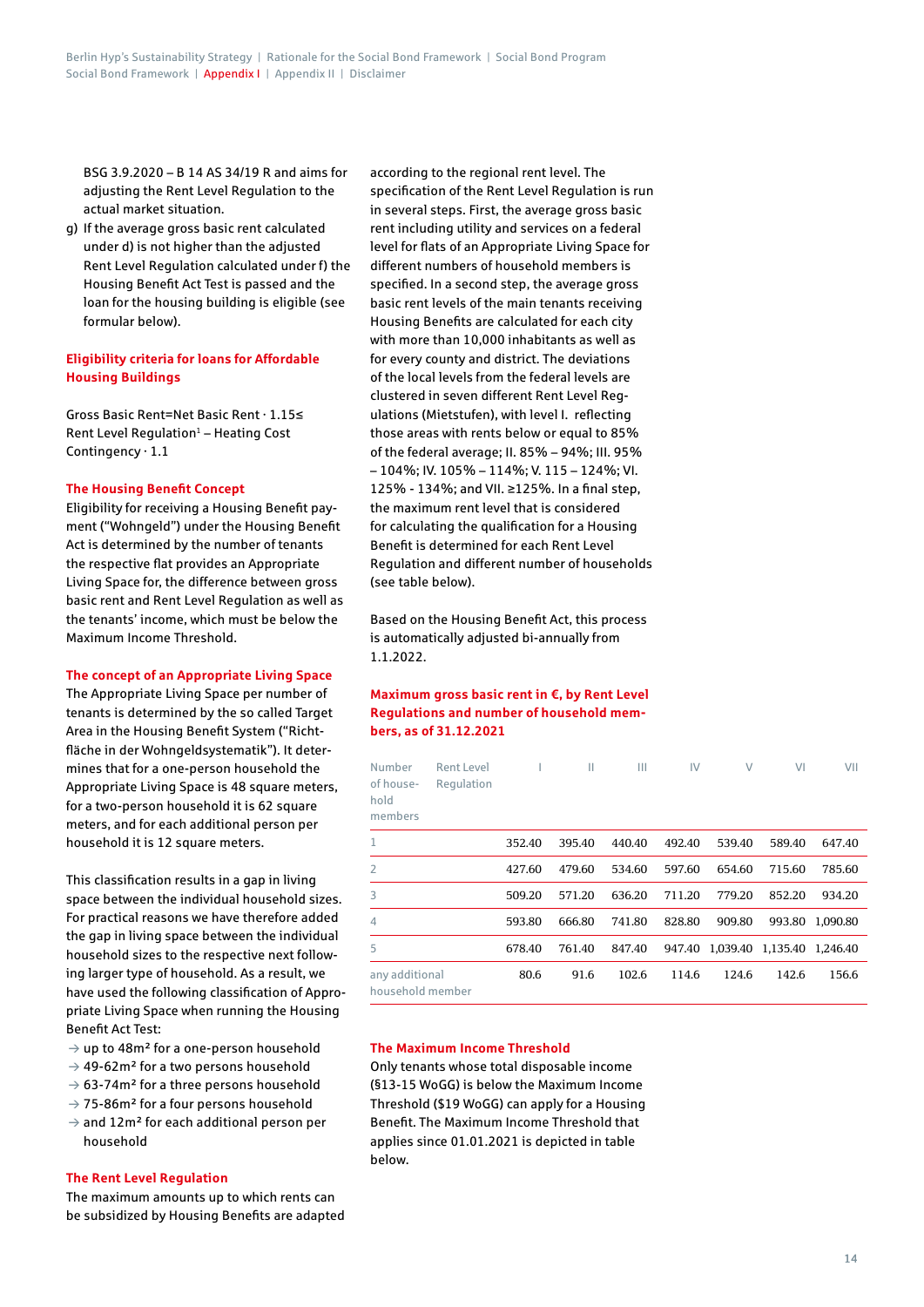BSG 3.9.2020 – B 14 AS 34/19 R and aims for adjusting the Rent Level Regulation to the actual market situation.

g) If the average gross basic rent calculated under d) is not higher than the adjusted Rent Level Regulation calculated under f) the Housing Benefit Act Test is passed and the loan for the housing building is eligible (see formular below).

### Eligibility criteria for loans for Affordable Housing Buildings

Gross Basic Rent=Net Basic Rent · 1.15≤ Rent Level Regulation[1] – Heating Cost Contingency · 1.1

### The Housing Benefit Concept

Eligibility for receiving a Housing Benefit payment ("Wohngeld") under the Housing Benefit Act is determined by the number of tenants the respective flat provides an Appropriate Living Space for, the difference between gross basic rent and Rent Level Regulation as well as the tenants' income, which must be below the Maximum Income Threshold.

### The concept of an Appropriate Living Space

The Appropriate Living Space per number of tenants is determined by the so called Target Area in the Housing Benefit System ("Richtfläche in der Wohngeldsystematik"). It determines that for a one-person household the Appropriate Living Space is 48 square meters, for a two-person household it is 62 square meters, and for each additional person per household it is 12 square meters.

This classification results in a gap in living space between the individual household sizes. For practical reasons we have therefore added the gap in living space between the individual household sizes to the respective next following larger type of household. As a result, we have used the following classification of Appropriate Living Space when running the Housing Benefit Act Test:

- → up to 48m² for a one-person household
- → 49-62m² for a two persons household
- → 63-74m² for a three persons household
- → 75-86m² for a four persons household
- → and 12m² for each additional person per household

### The Rent Level Regulation

The maximum amounts up to which rents can be subsidized by Housing Benefits are adapted according to the regional rent level. The specification of the Rent Level Regulation is run in several steps. First, the average gross basic rent including utility and services on a federal level for flats of an Appropriate Living Space for different numbers of household members is specified. In a second step, the average gross basic rent levels of the main tenants receiving Housing Benefits are calculated for each city with more than 10,000 inhabitants as well as for every county and district. The deviations of the local levels from the federal levels are clustered in seven different Rent Level Regulations (Mietstufen), with level I. reflecting those areas with rents below or equal to 85% of the federal average; II. 85% – 94%; III. 95% – 104%; IV. 105% – 114%; V. 115 – 124%; VI. 125% - 134%; and VII. ≥125%. In a final step, the maximum rent level that is considered for calculating the qualification for a Housing Benefit is determined for each Rent Level Regulation and different number of households (see table below).

Based on the Housing Benefit Act, this process is automatically adjusted bi-annually from 1.1.2022.

### Maximum gross basic rent in €, by Rent Level Regulations and number of household members, as of 31.12.2021

| Number of household members | Rent Level Regulation | I | II | III | IV | V | VI | VII |
|---|---|---|---|---|---|---|---|---|
| 1 | | 352.40 | 395.40 | 440.40 | 492.40 | 539.40 | 589.40 | 647.40 |
| 2 | | 427.60 | 479.60 | 534.60 | 597.60 | 654.60 | 715.60 | 785.60 |
| 3 | | 509.20 | 571.20 | 636.20 | 711.20 | 779.20 | 852.20 | 934.20 |
| 4 | | 593.80 | 666.80 | 741.80 | 828.80 | 909.80 | 993.80 | 1,090.80 |
| 5 | | 678.40 | 761.40 | 847.40 | 947.40 | 1,039.40 | 1,135.40 | 1,246.40 |
| any additional household member | | 80.6 | 91.6 | 102.6 | 114.6 | 124.6 | 142.6 | 156.6 |

### The Maximum Income Threshold

Only tenants whose total disposable income (§13-15 WoGG) is below the Maximum Income Threshold (§19 WoGG) can apply for a Housing Benefit. The Maximum Income Threshold that applies since 01.01.2021 is depicted in table below.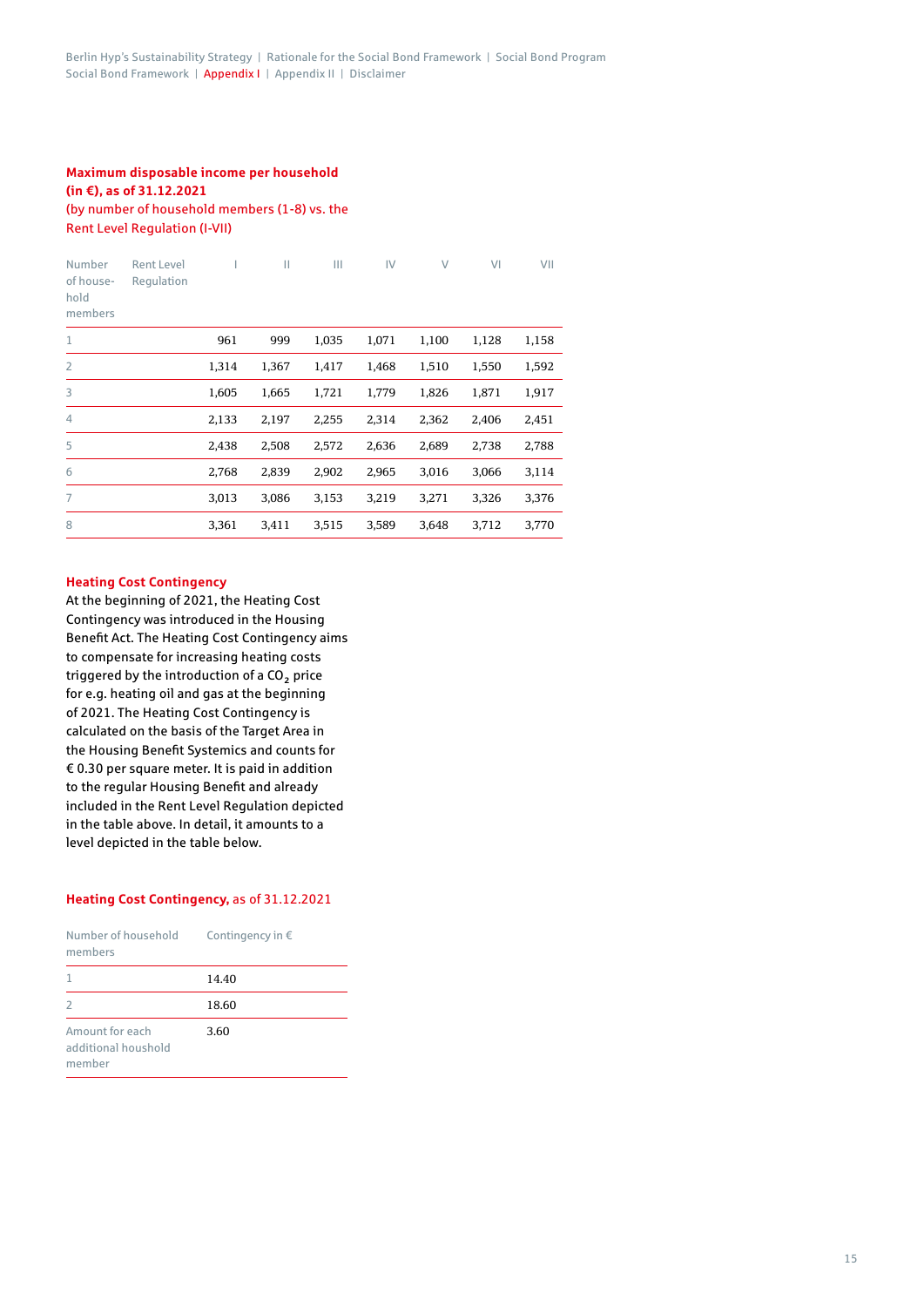**Maximum disposable income per household (in €), as of 31.12.2021**
(by number of household members (1-8) vs. the Rent Level Regulation (I-VII)

| Number of household members | Rent Level Regulation | I | II | III | IV | V | VI | VII |
|---|---|---|---|---|---|---|---|---|
| 1 | | 961 | 999 | 1,035 | 1,071 | 1,100 | 1,128 | 1,158 |
| 2 | | 1,314 | 1,367 | 1,417 | 1,468 | 1,510 | 1,550 | 1,592 |
| 3 | | 1,605 | 1,665 | 1,721 | 1,779 | 1,826 | 1,871 | 1,917 |
| 4 | | 2,133 | 2,197 | 2,255 | 2,314 | 2,362 | 2,406 | 2,451 |
| 5 | | 2,438 | 2,508 | 2,572 | 2,636 | 2,689 | 2,738 | 2,788 |
| 6 | | 2,768 | 2,839 | 2,902 | 2,965 | 3,016 | 3,066 | 3,114 |
| 7 | | 3,013 | 3,086 | 3,153 | 3,219 | 3,271 | 3,326 | 3,376 |
| 8 | | 3,361 | 3,411 | 3,515 | 3,589 | 3,648 | 3,712 | 3,770 |

**Heating Cost Contingency**

At the beginning of 2021, the Heating Cost Contingency was introduced in the Housing Benefit Act. The Heating Cost Contingency aims to compensate for increasing heating costs triggered by the introduction of a $CO_2$ price for e.g. heating oil and gas at the beginning of 2021. The Heating Cost Contingency is calculated on the basis of the Target Area in the Housing Benefit Systemics and counts for € 0.30 per square meter. It is paid in addition to the regular Housing Benefit and already included in the Rent Level Regulation depicted in the table above. In detail, it amounts to a level depicted in the table below.

**Heating Cost Contingency,** as of 31.12.2021

| Number of household members | Contingency in € |
|---|---|
| 1 | 14.40 |
| 2 | 18.60 |
| Amount for each additional houshold member | 3.60 |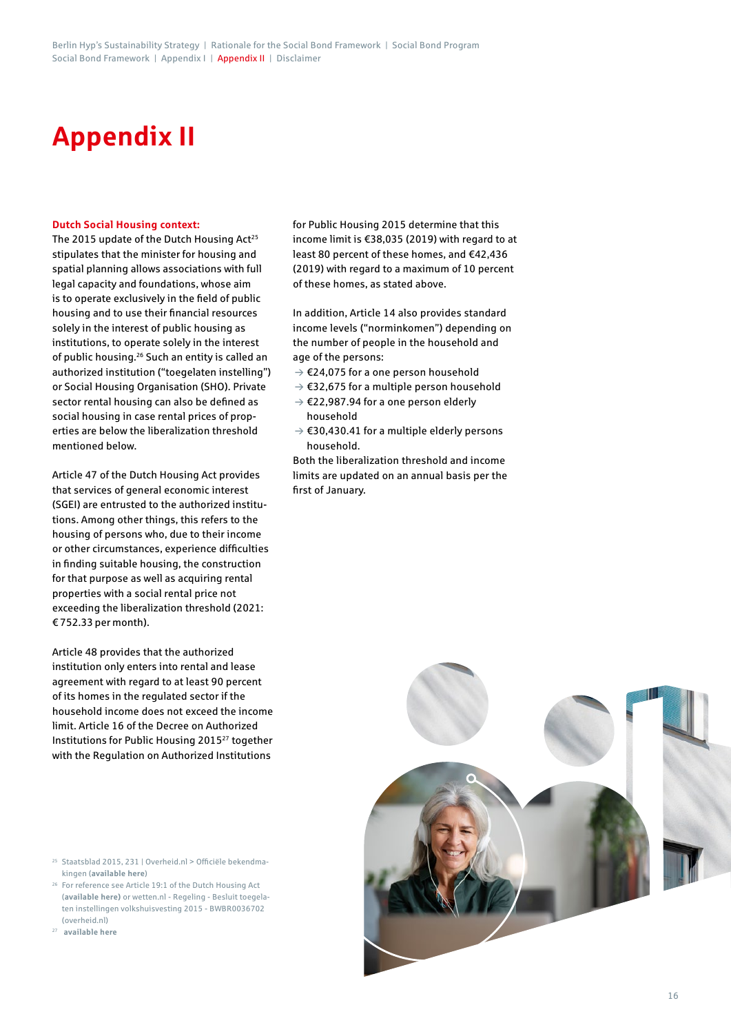# Appendix II

**Dutch Social Housing context:**

The 2015 update of the Dutch Housing Act[25] stipulates that the minister for housing and spatial planning allows associations with full legal capacity and foundations, whose aim is to operate exclusively in the field of public housing and to use their financial resources solely in the interest of public housing as institutions, to operate solely in the interest of public housing.[26] Such an entity is called an authorized institution ("toegelaten instelling") or Social Housing Organisation (SHO). Private sector rental housing can also be defined as social housing in case rental prices of properties are below the liberalization threshold mentioned below.

Article 47 of the Dutch Housing Act provides that services of general economic interest (SGEI) are entrusted to the authorized institutions. Among other things, this refers to the housing of persons who, due to their income or other circumstances, experience difficulties in finding suitable housing, the construction for that purpose as well as acquiring rental properties with a social rental price not exceeding the liberalization threshold (2021: € 752.33 per month).

Article 48 provides that the authorized institution only enters into rental and lease agreement with regard to at least 90 percent of its homes in the regulated sector if the household income does not exceed the income limit. Article 16 of the Decree on Authorized Institutions for Public Housing 2015[27] together with the Regulation on Authorized Institutions for Public Housing 2015 determine that this income limit is €38,035 (2019) with regard to at least 80 percent of these homes, and €42,436 (2019) with regard to a maximum of 10 percent of these homes, as stated above.

In addition, Article 14 also provides standard income levels ("norminkomen") depending on the number of people in the household and age of the persons:

- €24,075 for a one person household
- €32,675 for a multiple person household
- €22,987.94 for a one person elderly household
- €30,430.41 for a multiple elderly persons household.

Both the liberalization threshold and income limits are updated on an annual basis per the first of January.

[25] Staatsblad 2015, 231 | Overheid.nl > Officiële bekendmakingen (**available here**)

[26] For reference see Article 19:1 of the Dutch Housing Act (**available here**) or wetten.nl - Regeling - Besluit toegelaten instellingen volkshuisvesting 2015 - BWBR0036702 (overheid.nl)

[27] **available here**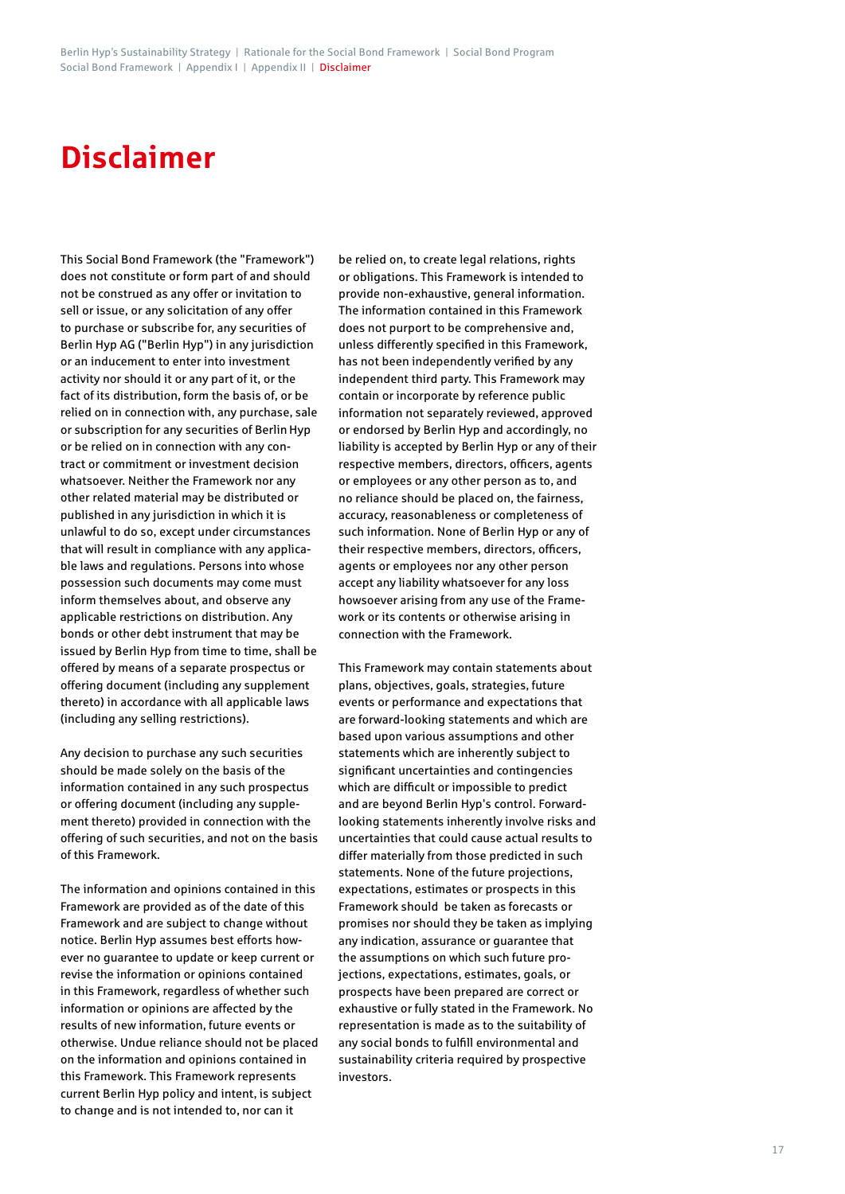# Disclaimer

This Social Bond Framework (the "Framework") does not constitute or form part of and should not be construed as any offer or invitation to sell or issue, or any solicitation of any offer to purchase or subscribe for, any securities of Berlin Hyp AG ("Berlin Hyp") in any jurisdiction or an inducement to enter into investment activity nor should it or any part of it, or the fact of its distribution, form the basis of, or be relied on in connection with, any purchase, sale or subscription for any securities of Berlin Hyp or be relied on in connection with any contract or commitment or investment decision whatsoever. Neither the Framework nor any other related material may be distributed or published in any jurisdiction in which it is unlawful to do so, except under circumstances that will result in compliance with any applicable laws and regulations. Persons into whose possession such documents may come must inform themselves about, and observe any applicable restrictions on distribution. Any bonds or other debt instrument that may be issued by Berlin Hyp from time to time, shall be offered by means of a separate prospectus or offering document (including any supplement thereto) in accordance with all applicable laws (including any selling restrictions).

Any decision to purchase any such securities should be made solely on the basis of the information contained in any such prospectus or offering document (including any supplement thereto) provided in connection with the offering of such securities, and not on the basis of this Framework.

The information and opinions contained in this Framework are provided as of the date of this Framework and are subject to change without notice. Berlin Hyp assumes best efforts however no guarantee to update or keep current or revise the information or opinions contained in this Framework, regardless of whether such information or opinions are affected by the results of new information, future events or otherwise. Undue reliance should not be placed on the information and opinions contained in this Framework. This Framework represents current Berlin Hyp policy and intent, is subject to change and is not intended to, nor can it be relied on, to create legal relations, rights or obligations. This Framework is intended to provide non-exhaustive, general information. The information contained in this Framework does not purport to be comprehensive and, unless differently specified in this Framework, has not been independently verified by any independent third party. This Framework may contain or incorporate by reference public information not separately reviewed, approved or endorsed by Berlin Hyp and accordingly, no liability is accepted by Berlin Hyp or any of their respective members, directors, officers, agents or employees or any other person as to, and no reliance should be placed on, the fairness, accuracy, reasonableness or completeness of such information. None of Berlin Hyp or any of their respective members, directors, officers, agents or employees nor any other person accept any liability whatsoever for any loss howsoever arising from any use of the Framework or its contents or otherwise arising in connection with the Framework.

This Framework may contain statements about plans, objectives, goals, strategies, future events or performance and expectations that are forward-looking statements and which are based upon various assumptions and other statements which are inherently subject to significant uncertainties and contingencies which are difficult or impossible to predict and are beyond Berlin Hyp's control. Forward-looking statements inherently involve risks and uncertainties that could cause actual results to differ materially from those predicted in such statements. None of the future projections, expectations, estimates or prospects in this Framework should be taken as forecasts or promises nor should they be taken as implying any indication, assurance or guarantee that the assumptions on which such future projections, expectations, estimates, goals, or prospects have been prepared are correct or exhaustive or fully stated in the Framework. No representation is made as to the suitability of any social bonds to fulfill environmental and sustainability criteria required by prospective investors.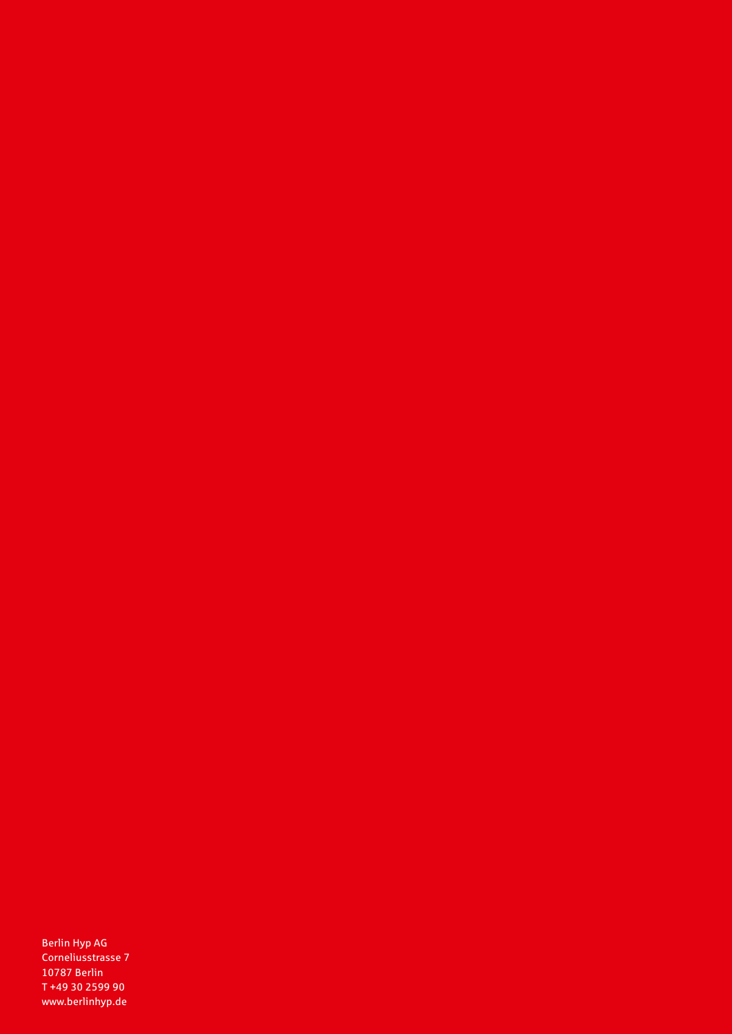Berlin Hyp AG
Corneliusstrasse 7
10787 Berlin
T +49 30 2599 90
www.berlinhyp.de